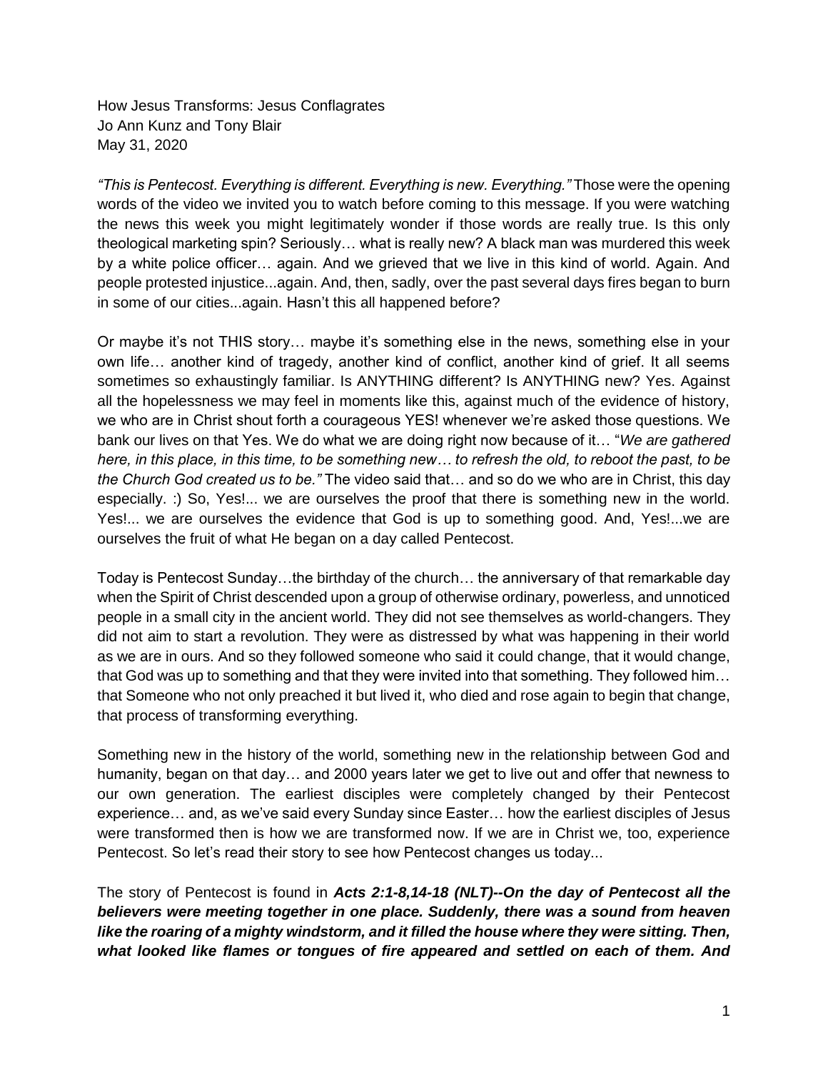How Jesus Transforms: Jesus Conflagrates
Jo Ann Kunz and Tony Blair
May 31, 2020

*"This is Pentecost. Everything is different. Everything is new. Everything."* Those were the opening words of the video we invited you to watch before coming to this message. If you were watching the news this week you might legitimately wonder if those words are really true. Is this only theological marketing spin? Seriously… what is really new? A black man was murdered this week by a white police officer… again. And we grieved that we live in this kind of world. Again. And people protested injustice...again. And, then, sadly, over the past several days fires began to burn in some of our cities...again. Hasn't this all happened before?

Or maybe it's not THIS story… maybe it's something else in the news, something else in your own life… another kind of tragedy, another kind of conflict, another kind of grief. It all seems sometimes so exhaustingly familiar. Is ANYTHING different? Is ANYTHING new? Yes. Against all the hopelessness we may feel in moments like this, against much of the evidence of history, we who are in Christ shout forth a courageous YES! whenever we're asked those questions. We bank our lives on that Yes. We do what we are doing right now because of it… "*We are gathered here, in this place, in this time, to be something new… to refresh the old, to reboot the past, to be the Church God created us to be."* The video said that… and so do we who are in Christ, this day especially. :) So, Yes!... we are ourselves the proof that there is something new in the world. Yes!... we are ourselves the evidence that God is up to something good. And, Yes!...we are ourselves the fruit of what He began on a day called Pentecost.

Today is Pentecost Sunday…the birthday of the church… the anniversary of that remarkable day when the Spirit of Christ descended upon a group of otherwise ordinary, powerless, and unnoticed people in a small city in the ancient world. They did not see themselves as world-changers. They did not aim to start a revolution. They were as distressed by what was happening in their world as we are in ours. And so they followed someone who said it could change, that it would change, that God was up to something and that they were invited into that something. They followed him… that Someone who not only preached it but lived it, who died and rose again to begin that change, that process of transforming everything.

Something new in the history of the world, something new in the relationship between God and humanity, began on that day… and 2000 years later we get to live out and offer that newness to our own generation. The earliest disciples were completely changed by their Pentecost experience… and, as we've said every Sunday since Easter… how the earliest disciples of Jesus were transformed then is how we are transformed now. If we are in Christ we, too, experience Pentecost. So let's read their story to see how Pentecost changes us today...

The story of Pentecost is found in ***Acts 2:1-8,14-18 (NLT)--On the day of Pentecost all the believers were meeting together in one place. Suddenly, there was a sound from heaven like the roaring of a mighty windstorm, and it filled the house where they were sitting. Then, what looked like flames or tongues of fire appeared and settled on each of them. And***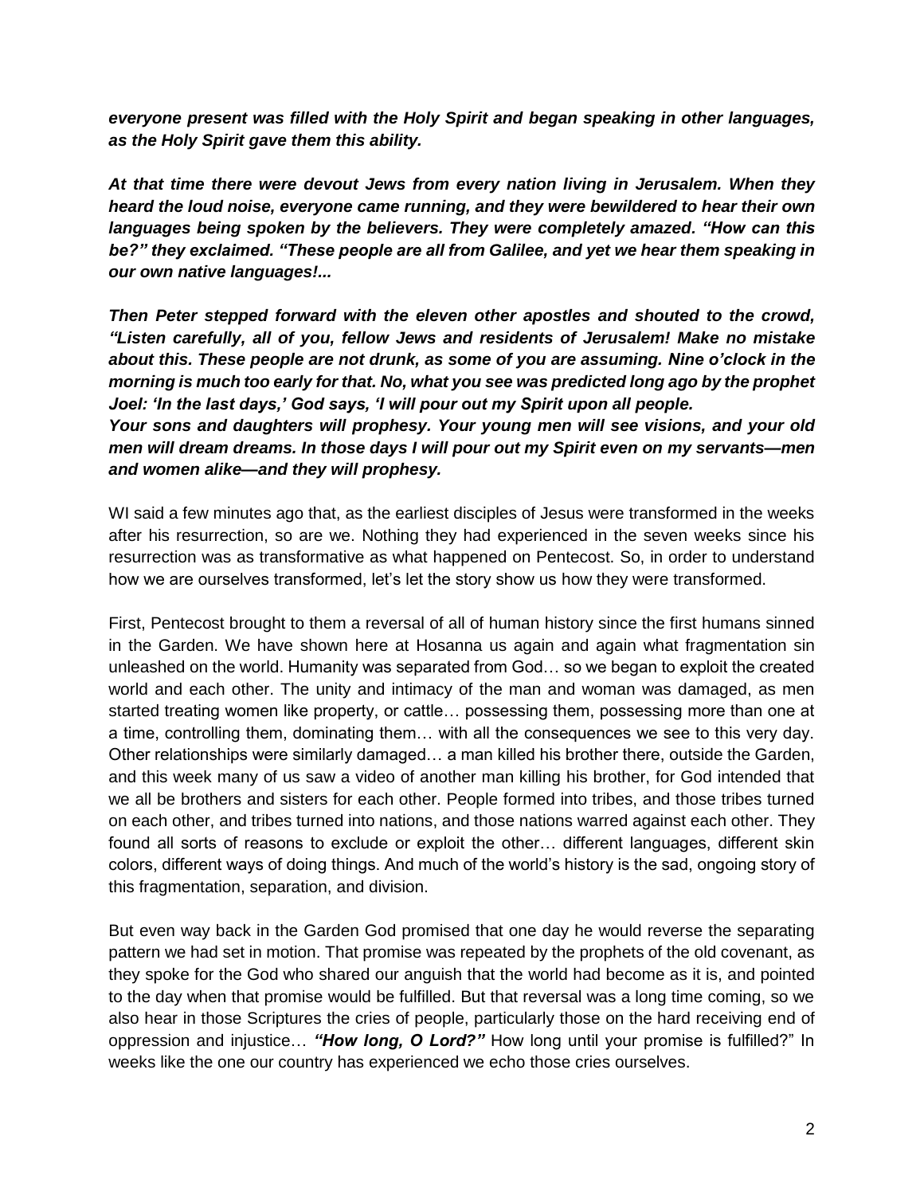***everyone present was filled with the Holy Spirit and began speaking in other languages, as the Holy Spirit gave them this ability.***

***At that time there were devout Jews from every nation living in Jerusalem. When they heard the loud noise, everyone came running, and they were bewildered to hear their own languages being spoken by the believers. They were completely amazed. "How can this be?" they exclaimed. "These people are all from Galilee, and yet we hear them speaking in our own native languages!...***

***Then Peter stepped forward with the eleven other apostles and shouted to the crowd, "Listen carefully, all of you, fellow Jews and residents of Jerusalem! Make no mistake about this. These people are not drunk, as some of you are assuming. Nine o'clock in the morning is much too early for that. No, what you see was predicted long ago by the prophet Joel: 'In the last days,' God says, 'I will pour out my Spirit upon all people.***
***Your sons and daughters will prophesy. Your young men will see visions, and your old men will dream dreams. In those days I will pour out my Spirit even on my servants—men and women alike—and they will prophesy.***

WI said a few minutes ago that, as the earliest disciples of Jesus were transformed in the weeks after his resurrection, so are we. Nothing they had experienced in the seven weeks since his resurrection was as transformative as what happened on Pentecost. So, in order to understand how we are ourselves transformed, let's let the story show us how they were transformed.

First, Pentecost brought to them a reversal of all of human history since the first humans sinned in the Garden. We have shown here at Hosanna us again and again what fragmentation sin unleashed on the world. Humanity was separated from God… so we began to exploit the created world and each other. The unity and intimacy of the man and woman was damaged, as men started treating women like property, or cattle… possessing them, possessing more than one at a time, controlling them, dominating them… with all the consequences we see to this very day. Other relationships were similarly damaged… a man killed his brother there, outside the Garden, and this week many of us saw a video of another man killing his brother, for God intended that we all be brothers and sisters for each other. People formed into tribes, and those tribes turned on each other, and tribes turned into nations, and those nations warred against each other. They found all sorts of reasons to exclude or exploit the other… different languages, different skin colors, different ways of doing things. And much of the world's history is the sad, ongoing story of this fragmentation, separation, and division.

But even way back in the Garden God promised that one day he would reverse the separating pattern we had set in motion. That promise was repeated by the prophets of the old covenant, as they spoke for the God who shared our anguish that the world had become as it is, and pointed to the day when that promise would be fulfilled. But that reversal was a long time coming, so we also hear in those Scriptures the cries of people, particularly those on the hard receiving end of oppression and injustice… ***"How long, O Lord?"*** How long until your promise is fulfilled?" In weeks like the one our country has experienced we echo those cries ourselves.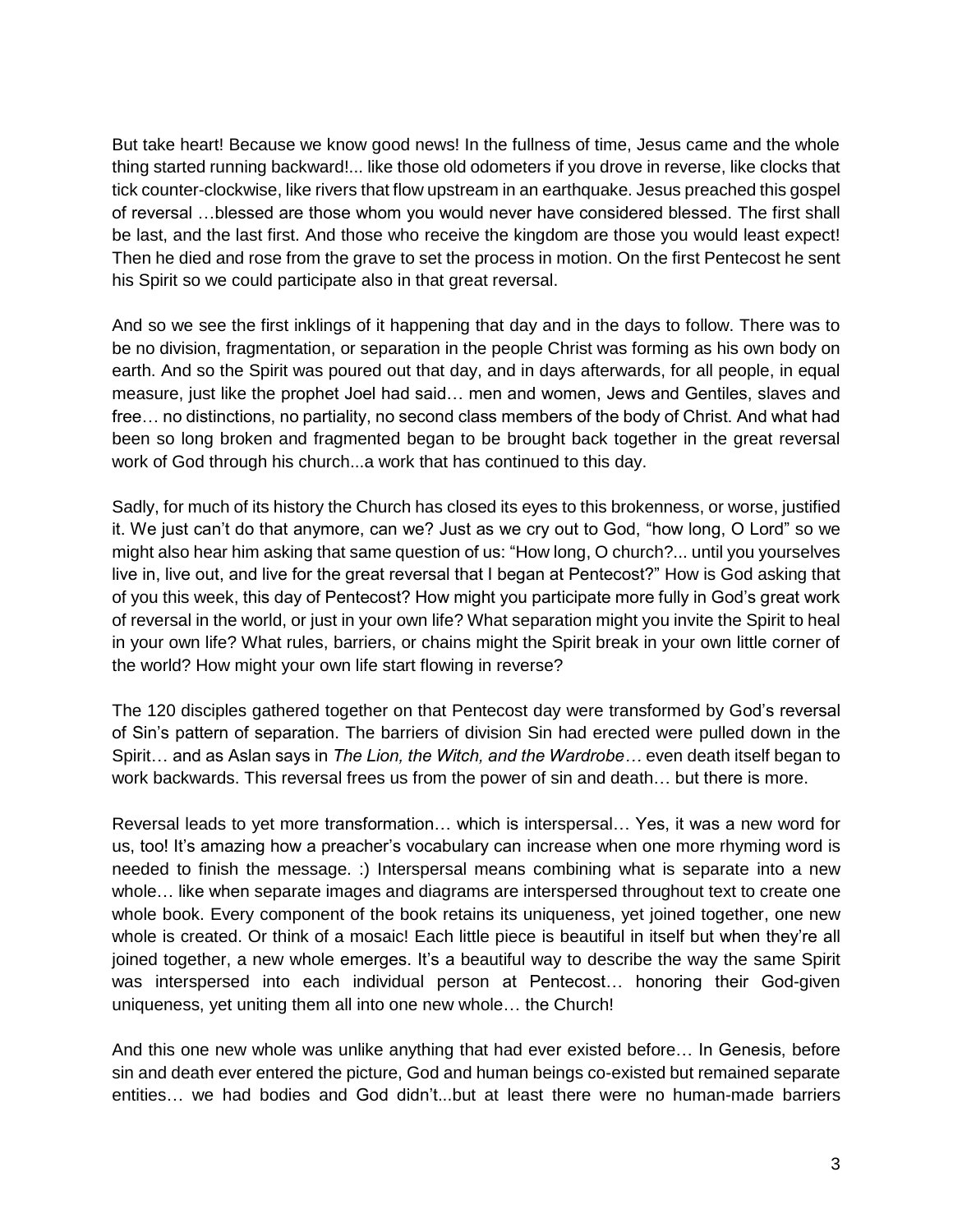But take heart! Because we know good news! In the fullness of time, Jesus came and the whole thing started running backward!... like those old odometers if you drove in reverse, like clocks that tick counter-clockwise, like rivers that flow upstream in an earthquake. Jesus preached this gospel of reversal …blessed are those whom you would never have considered blessed. The first shall be last, and the last first. And those who receive the kingdom are those you would least expect! Then he died and rose from the grave to set the process in motion. On the first Pentecost he sent his Spirit so we could participate also in that great reversal.

And so we see the first inklings of it happening that day and in the days to follow. There was to be no division, fragmentation, or separation in the people Christ was forming as his own body on earth. And so the Spirit was poured out that day, and in days afterwards, for all people, in equal measure, just like the prophet Joel had said… men and women, Jews and Gentiles, slaves and free… no distinctions, no partiality, no second class members of the body of Christ. And what had been so long broken and fragmented began to be brought back together in the great reversal work of God through his church...a work that has continued to this day.

Sadly, for much of its history the Church has closed its eyes to this brokenness, or worse, justified it. We just can't do that anymore, can we? Just as we cry out to God, "how long, O Lord" so we might also hear him asking that same question of us: "How long, O church?... until you yourselves live in, live out, and live for the great reversal that I began at Pentecost?" How is God asking that of you this week, this day of Pentecost? How might you participate more fully in God's great work of reversal in the world, or just in your own life? What separation might you invite the Spirit to heal in your own life? What rules, barriers, or chains might the Spirit break in your own little corner of the world? How might your own life start flowing in reverse?

The 120 disciples gathered together on that Pentecost day were transformed by God's reversal of Sin's pattern of separation. The barriers of division Sin had erected were pulled down in the Spirit… and as Aslan says in *The Lion, the Witch, and the Wardrobe…* even death itself began to work backwards. This reversal frees us from the power of sin and death… but there is more.

Reversal leads to yet more transformation… which is interspersal… Yes, it was a new word for us, too! It's amazing how a preacher's vocabulary can increase when one more rhyming word is needed to finish the message. :) Interspersal means combining what is separate into a new whole… like when separate images and diagrams are interspersed throughout text to create one whole book. Every component of the book retains its uniqueness, yet joined together, one new whole is created. Or think of a mosaic! Each little piece is beautiful in itself but when they're all joined together, a new whole emerges. It's a beautiful way to describe the way the same Spirit was interspersed into each individual person at Pentecost… honoring their God-given uniqueness, yet uniting them all into one new whole… the Church!

And this one new whole was unlike anything that had ever existed before… In Genesis, before sin and death ever entered the picture, God and human beings co-existed but remained separate entities… we had bodies and God didn't...but at least there were no human-made barriers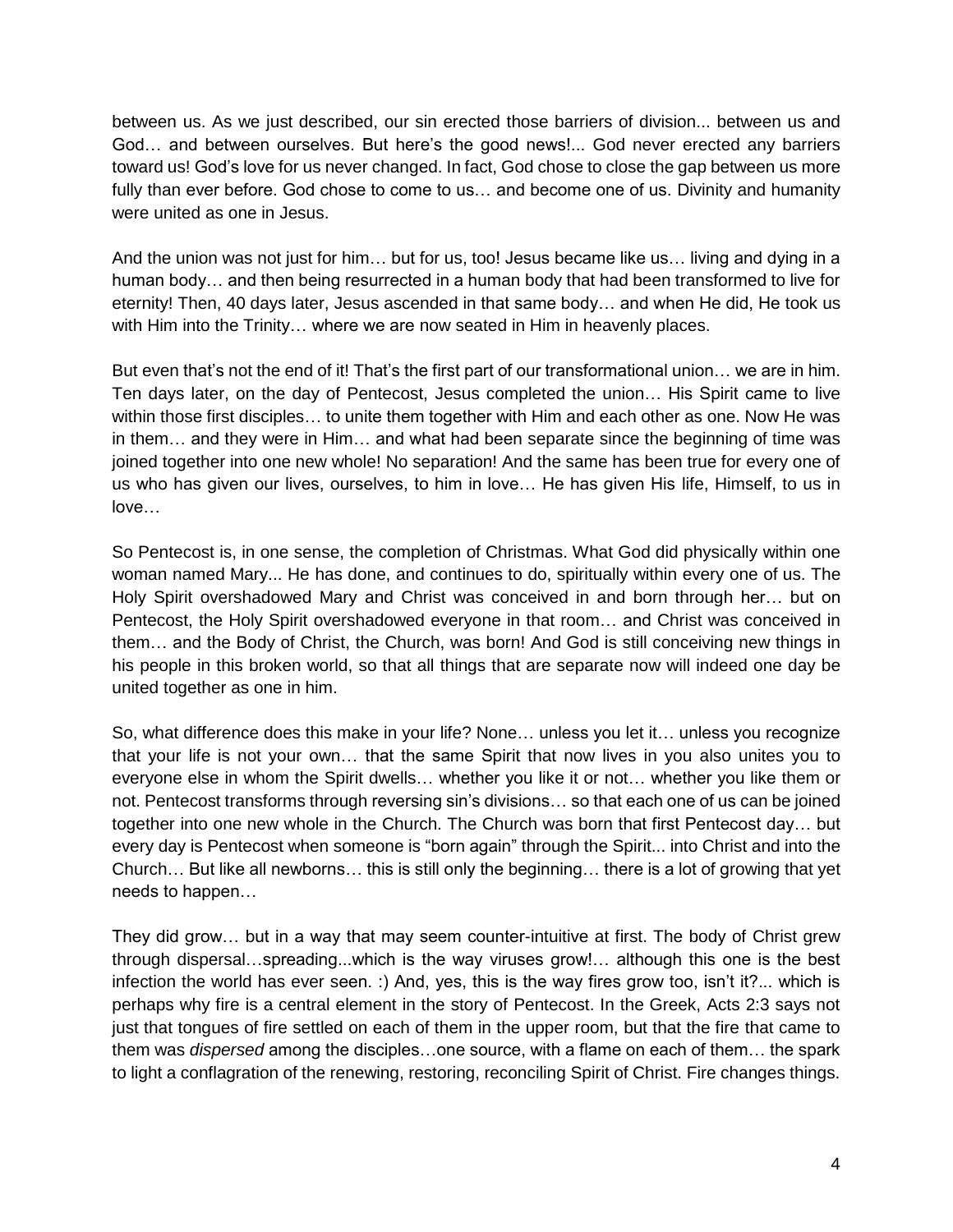between us. As we just described, our sin erected those barriers of division... between us and God… and between ourselves. But here's the good news!... God never erected any barriers toward us! God's love for us never changed. In fact, God chose to close the gap between us more fully than ever before. God chose to come to us… and become one of us. Divinity and humanity were united as one in Jesus.

And the union was not just for him… but for us, too! Jesus became like us… living and dying in a human body… and then being resurrected in a human body that had been transformed to live for eternity! Then, 40 days later, Jesus ascended in that same body… and when He did, He took us with Him into the Trinity… where we are now seated in Him in heavenly places.

But even that's not the end of it! That's the first part of our transformational union… we are in him. Ten days later, on the day of Pentecost, Jesus completed the union… His Spirit came to live within those first disciples… to unite them together with Him and each other as one. Now He was in them… and they were in Him… and what had been separate since the beginning of time was joined together into one new whole! No separation! And the same has been true for every one of us who has given our lives, ourselves, to him in love… He has given His life, Himself, to us in love…

So Pentecost is, in one sense, the completion of Christmas. What God did physically within one woman named Mary... He has done, and continues to do, spiritually within every one of us. The Holy Spirit overshadowed Mary and Christ was conceived in and born through her… but on Pentecost, the Holy Spirit overshadowed everyone in that room… and Christ was conceived in them… and the Body of Christ, the Church, was born! And God is still conceiving new things in his people in this broken world, so that all things that are separate now will indeed one day be united together as one in him.

So, what difference does this make in your life? None… unless you let it… unless you recognize that your life is not your own… that the same Spirit that now lives in you also unites you to everyone else in whom the Spirit dwells… whether you like it or not… whether you like them or not. Pentecost transforms through reversing sin's divisions… so that each one of us can be joined together into one new whole in the Church. The Church was born that first Pentecost day… but every day is Pentecost when someone is "born again" through the Spirit... into Christ and into the Church… But like all newborns… this is still only the beginning… there is a lot of growing that yet needs to happen…

They did grow… but in a way that may seem counter-intuitive at first. The body of Christ grew through dispersal…spreading...which is the way viruses grow!… although this one is the best infection the world has ever seen. :) And, yes, this is the way fires grow too, isn't it?... which is perhaps why fire is a central element in the story of Pentecost. In the Greek, Acts 2:3 says not just that tongues of fire settled on each of them in the upper room, but that the fire that came to them was *dispersed* among the disciples…one source, with a flame on each of them… the spark to light a conflagration of the renewing, restoring, reconciling Spirit of Christ. Fire changes things.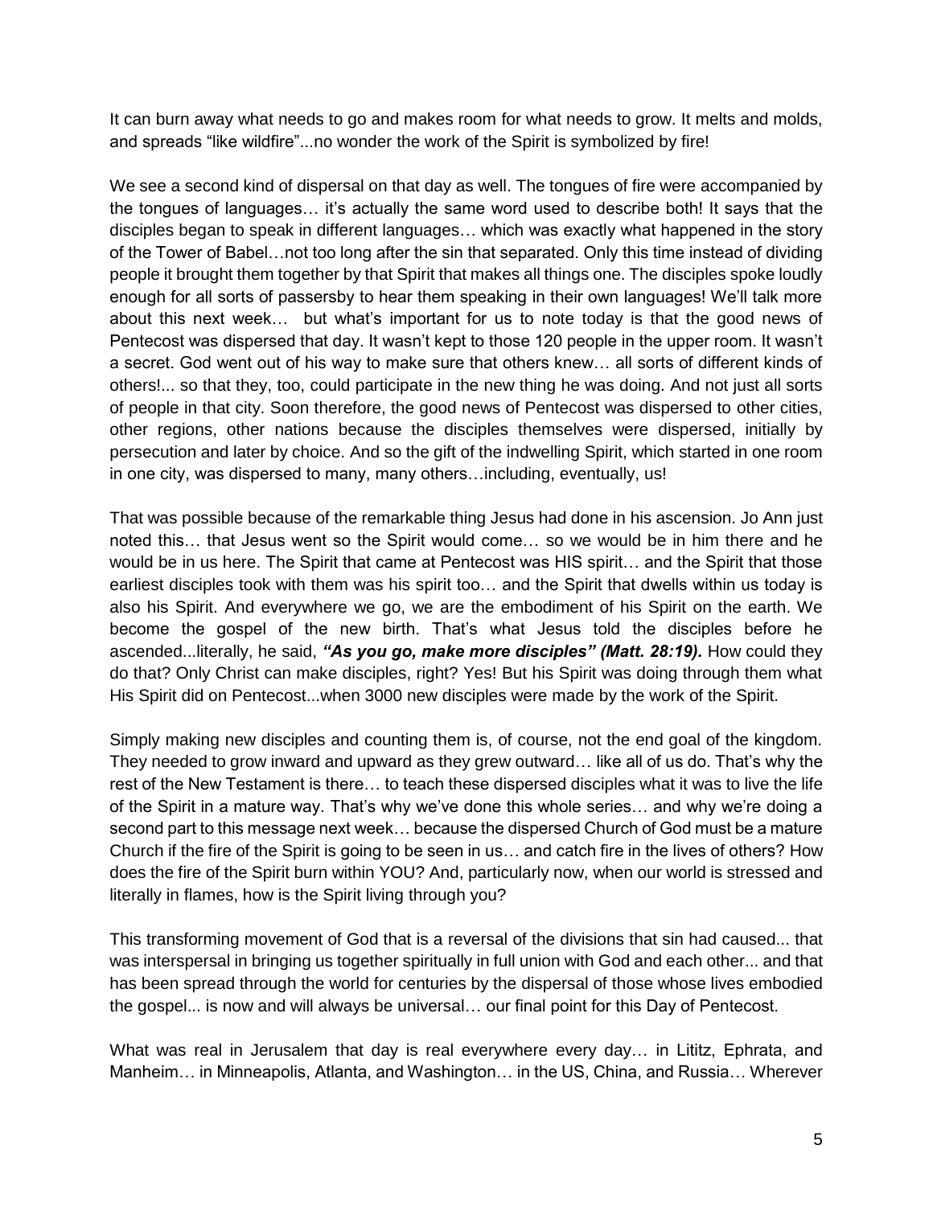It can burn away what needs to go and makes room for what needs to grow. It melts and molds, and spreads "like wildfire"...no wonder the work of the Spirit is symbolized by fire!

We see a second kind of dispersal on that day as well. The tongues of fire were accompanied by the tongues of languages… it's actually the same word used to describe both! It says that the disciples began to speak in different languages… which was exactly what happened in the story of the Tower of Babel…not too long after the sin that separated. Only this time instead of dividing people it brought them together by that Spirit that makes all things one. The disciples spoke loudly enough for all sorts of passersby to hear them speaking in their own languages! We'll talk more about this next week… but what's important for us to note today is that the good news of Pentecost was dispersed that day. It wasn't kept to those 120 people in the upper room. It wasn't a secret. God went out of his way to make sure that others knew… all sorts of different kinds of others!... so that they, too, could participate in the new thing he was doing. And not just all sorts of people in that city. Soon therefore, the good news of Pentecost was dispersed to other cities, other regions, other nations because the disciples themselves were dispersed, initially by persecution and later by choice. And so the gift of the indwelling Spirit, which started in one room in one city, was dispersed to many, many others…including, eventually, us!

That was possible because of the remarkable thing Jesus had done in his ascension. Jo Ann just noted this… that Jesus went so the Spirit would come… so we would be in him there and he would be in us here. The Spirit that came at Pentecost was HIS spirit… and the Spirit that those earliest disciples took with them was his spirit too… and the Spirit that dwells within us today is also his Spirit. And everywhere we go, we are the embodiment of his Spirit on the earth. We become the gospel of the new birth. That's what Jesus told the disciples before he ascended...literally, he said, ***"As you go, make more disciples" (Matt. 28:19).*** How could they do that? Only Christ can make disciples, right? Yes! But his Spirit was doing through them what His Spirit did on Pentecost...when 3000 new disciples were made by the work of the Spirit.

Simply making new disciples and counting them is, of course, not the end goal of the kingdom. They needed to grow inward and upward as they grew outward… like all of us do. That's why the rest of the New Testament is there… to teach these dispersed disciples what it was to live the life of the Spirit in a mature way. That's why we've done this whole series… and why we're doing a second part to this message next week… because the dispersed Church of God must be a mature Church if the fire of the Spirit is going to be seen in us… and catch fire in the lives of others? How does the fire of the Spirit burn within YOU? And, particularly now, when our world is stressed and literally in flames, how is the Spirit living through you?

This transforming movement of God that is a reversal of the divisions that sin had caused... that was interspersal in bringing us together spiritually in full union with God and each other... and that has been spread through the world for centuries by the dispersal of those whose lives embodied the gospel... is now and will always be universal… our final point for this Day of Pentecost.

What was real in Jerusalem that day is real everywhere every day… in Lititz, Ephrata, and Manheim… in Minneapolis, Atlanta, and Washington… in the US, China, and Russia… Wherever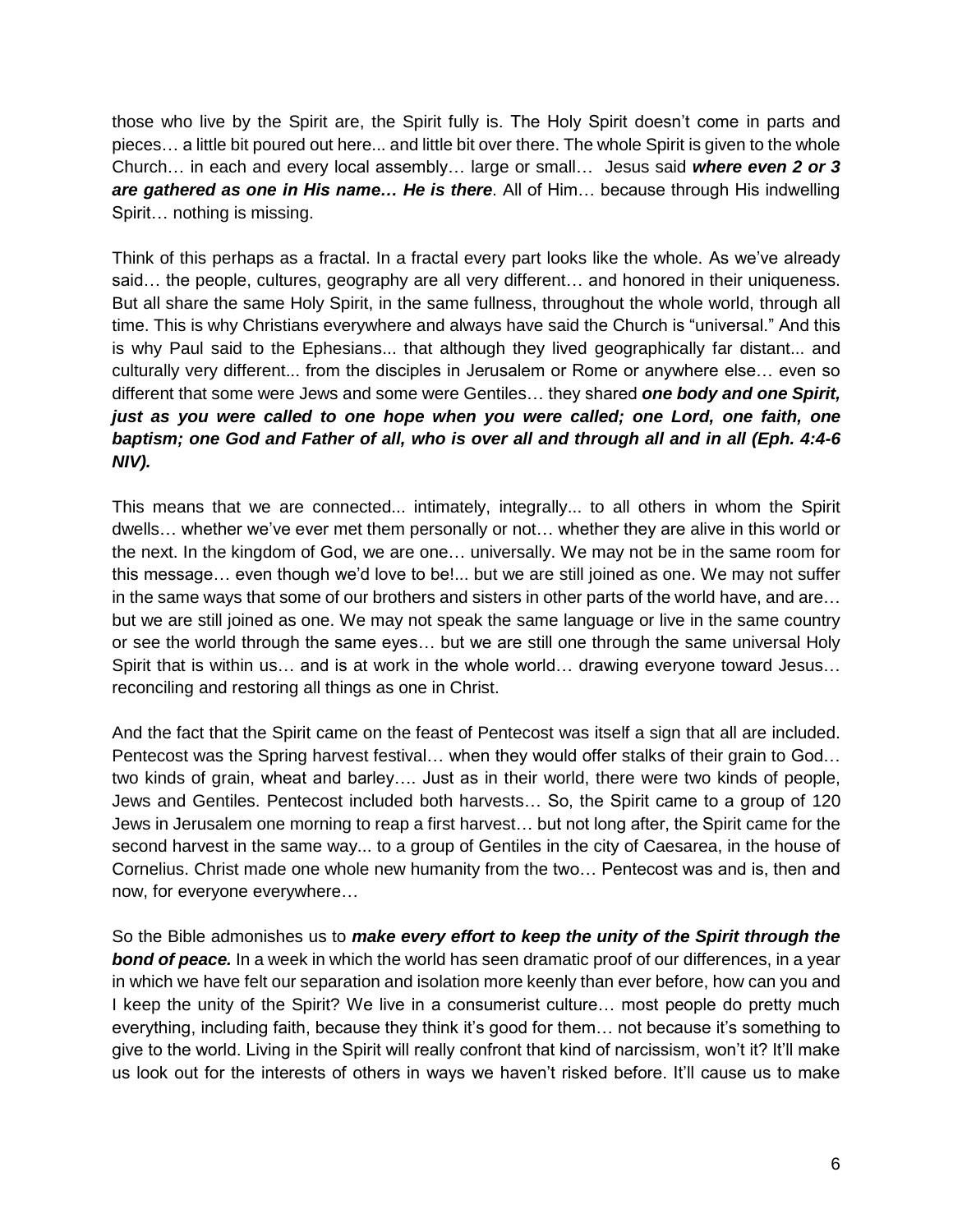those who live by the Spirit are, the Spirit fully is. The Holy Spirit doesn't come in parts and pieces… a little bit poured out here... and little bit over there. The whole Spirit is given to the whole Church… in each and every local assembly… large or small… Jesus said ***where even 2 or 3 are gathered as one in His name… He is there***. All of Him… because through His indwelling Spirit… nothing is missing.

Think of this perhaps as a fractal. In a fractal every part looks like the whole. As we've already said… the people, cultures, geography are all very different… and honored in their uniqueness. But all share the same Holy Spirit, in the same fullness, throughout the whole world, through all time. This is why Christians everywhere and always have said the Church is "universal." And this is why Paul said to the Ephesians... that although they lived geographically far distant... and culturally very different... from the disciples in Jerusalem or Rome or anywhere else… even so different that some were Jews and some were Gentiles… they shared ***one body and one Spirit, just as you were called to one hope when you were called; one Lord, one faith, one baptism; one God and Father of all, who is over all and through all and in all (Eph. 4:4-6 NIV).***

This means that we are connected... intimately, integrally... to all others in whom the Spirit dwells… whether we've ever met them personally or not… whether they are alive in this world or the next. In the kingdom of God, we are one… universally. We may not be in the same room for this message… even though we'd love to be!... but we are still joined as one. We may not suffer in the same ways that some of our brothers and sisters in other parts of the world have, and are… but we are still joined as one. We may not speak the same language or live in the same country or see the world through the same eyes… but we are still one through the same universal Holy Spirit that is within us… and is at work in the whole world… drawing everyone toward Jesus… reconciling and restoring all things as one in Christ.

And the fact that the Spirit came on the feast of Pentecost was itself a sign that all are included. Pentecost was the Spring harvest festival… when they would offer stalks of their grain to God… two kinds of grain, wheat and barley…. Just as in their world, there were two kinds of people, Jews and Gentiles. Pentecost included both harvests… So, the Spirit came to a group of 120 Jews in Jerusalem one morning to reap a first harvest… but not long after, the Spirit came for the second harvest in the same way... to a group of Gentiles in the city of Caesarea, in the house of Cornelius. Christ made one whole new humanity from the two… Pentecost was and is, then and now, for everyone everywhere…

So the Bible admonishes us to ***make every effort to keep the unity of the Spirit through the bond of peace.*** In a week in which the world has seen dramatic proof of our differences, in a year in which we have felt our separation and isolation more keenly than ever before, how can you and I keep the unity of the Spirit? We live in a consumerist culture… most people do pretty much everything, including faith, because they think it's good for them… not because it's something to give to the world. Living in the Spirit will really confront that kind of narcissism, won't it? It'll make us look out for the interests of others in ways we haven't risked before. It'll cause us to make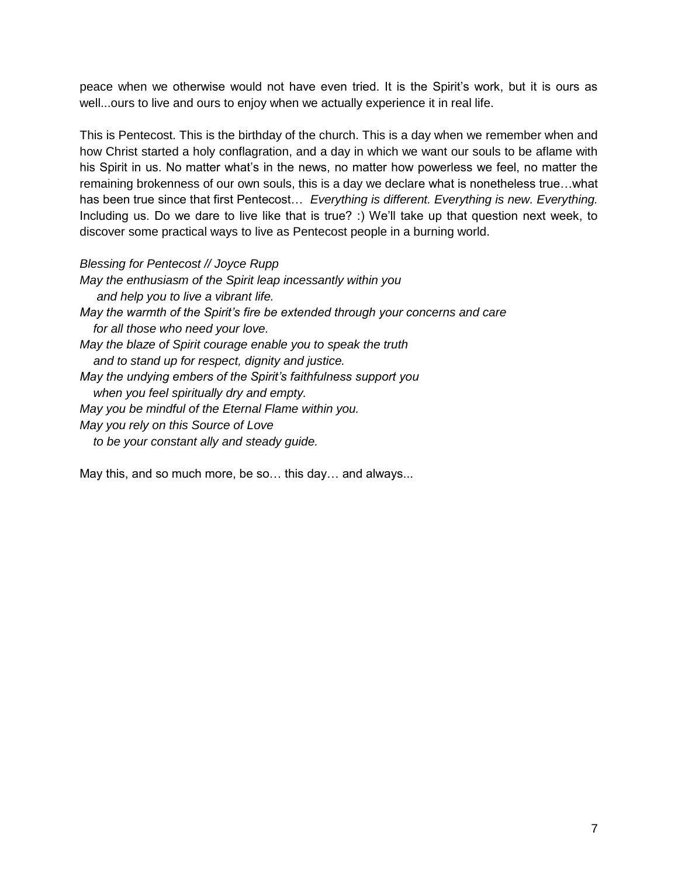peace when we otherwise would not have even tried. It is the Spirit's work, but it is ours as well...ours to live and ours to enjoy when we actually experience it in real life.

This is Pentecost. This is the birthday of the church. This is a day when we remember when and how Christ started a holy conflagration, and a day in which we want our souls to be aflame with his Spirit in us. No matter what's in the news, no matter how powerless we feel, no matter the remaining brokenness of our own souls, this is a day we declare what is nonetheless true…what has been true since that first Pentecost… *Everything is different. Everything is new. Everything.* Including us. Do we dare to live like that is true? :) We'll take up that question next week, to discover some practical ways to live as Pentecost people in a burning world.

*Blessing for Pentecost // Joyce Rupp*
*May the enthusiasm of the Spirit leap incessantly within you*
*and help you to live a vibrant life.*
*May the warmth of the Spirit's fire be extended through your concerns and care*
*for all those who need your love.*
*May the blaze of Spirit courage enable you to speak the truth*
*and to stand up for respect, dignity and justice.*
*May the undying embers of the Spirit's faithfulness support you*
*when you feel spiritually dry and empty.*
*May you be mindful of the Eternal Flame within you.*
*May you rely on this Source of Love*
*to be your constant ally and steady guide.*

May this, and so much more, be so… this day… and always...